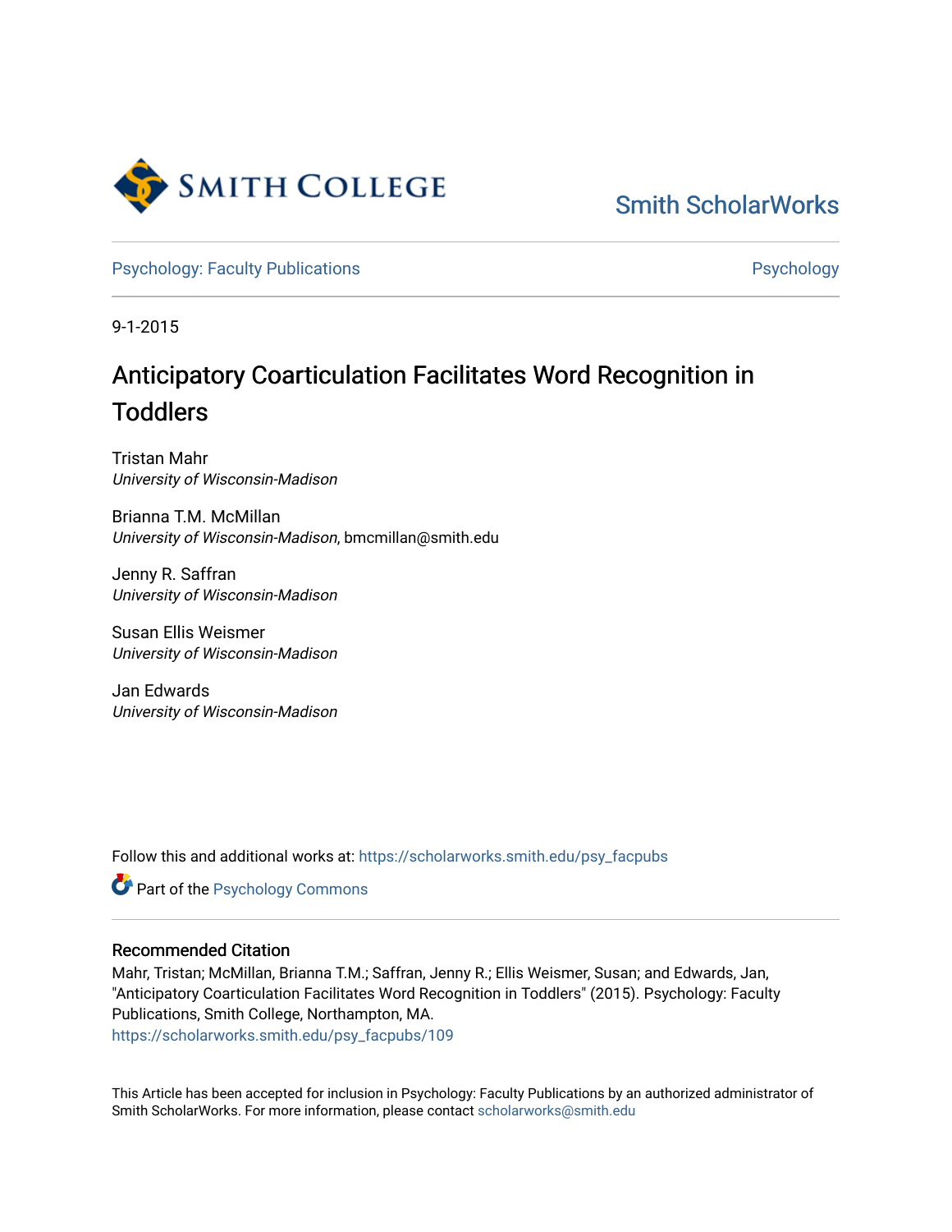Smith College

Smith ScholarWorks

Psychology: Faculty Publications | Psychology

9-1-2015

# Anticipatory Coarticulation Facilitates Word Recognition in Toddlers

Tristan Mahr
*University of Wisconsin-Madison*

Brianna T.M. McMillan
*University of Wisconsin-Madison*, bmcmillan@smith.edu

Jenny R. Saffran
*University of Wisconsin-Madison*

Susan Ellis Weismer
*University of Wisconsin-Madison*

Jan Edwards
*University of Wisconsin-Madison*

Follow this and additional works at: https://scholarworks.smith.edu/psy_facpubs

Part of the Psychology Commons

## Recommended Citation

Mahr, Tristan; McMillan, Brianna T.M.; Saffran, Jenny R.; Ellis Weismer, Susan; and Edwards, Jan, "Anticipatory Coarticulation Facilitates Word Recognition in Toddlers" (2015). Psychology: Faculty Publications, Smith College, Northampton, MA.
https://scholarworks.smith.edu/psy_facpubs/109

This Article has been accepted for inclusion in Psychology: Faculty Publications by an authorized administrator of Smith ScholarWorks. For more information, please contact scholarworks@smith.edu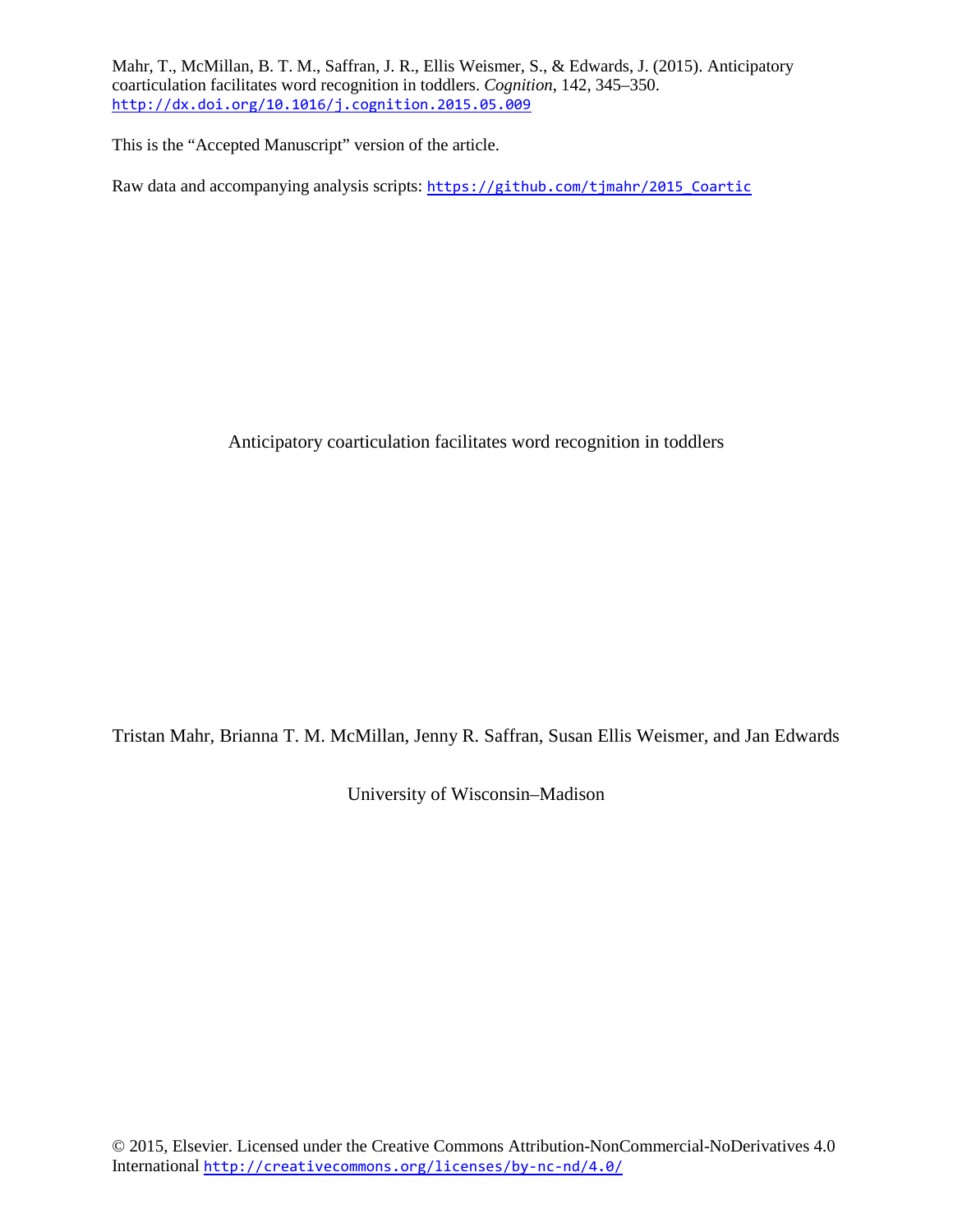Mahr, T., McMillan, B. T. M., Saffran, J. R., Ellis Weismer, S., & Edwards, J. (2015). Anticipatory coarticulation facilitates word recognition in toddlers. *Cognition*, 142, 345–350. http://dx.doi.org/10.1016/j.cognition.2015.05.009

This is the "Accepted Manuscript" version of the article.

Raw data and accompanying analysis scripts: https://github.com/tjmahr/2015_Coartic

# Anticipatory coarticulation facilitates word recognition in toddlers

Tristan Mahr, Brianna T. M. McMillan, Jenny R. Saffran, Susan Ellis Weismer, and Jan Edwards

University of Wisconsin–Madison

© 2015, Elsevier. Licensed under the Creative Commons Attribution-NonCommercial-NoDerivatives 4.0 International http://creativecommons.org/licenses/by-nc-nd/4.0/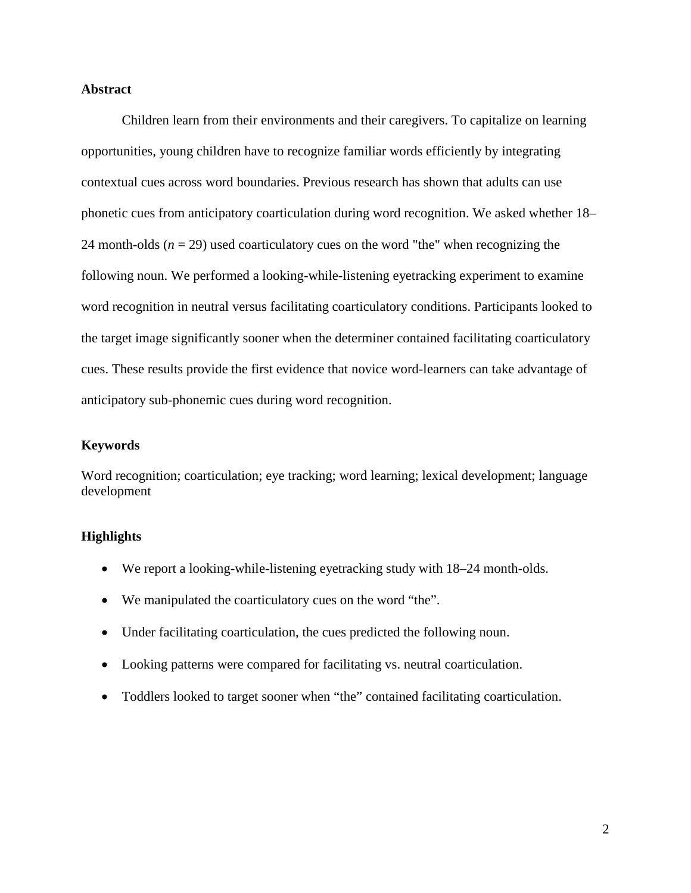## Abstract

Children learn from their environments and their caregivers. To capitalize on learning opportunities, young children have to recognize familiar words efficiently by integrating contextual cues across word boundaries. Previous research has shown that adults can use phonetic cues from anticipatory coarticulation during word recognition. We asked whether 18–24 month-olds (*n* = 29) used coarticulatory cues on the word "the" when recognizing the following noun. We performed a looking-while-listening eyetracking experiment to examine word recognition in neutral versus facilitating coarticulatory conditions. Participants looked to the target image significantly sooner when the determiner contained facilitating coarticulatory cues. These results provide the first evidence that novice word-learners can take advantage of anticipatory sub-phonemic cues during word recognition.

## Keywords

Word recognition; coarticulation; eye tracking; word learning; lexical development; language development

## Highlights

- We report a looking-while-listening eyetracking study with 18–24 month-olds.
- We manipulated the coarticulatory cues on the word "the".
- Under facilitating coarticulation, the cues predicted the following noun.
- Looking patterns were compared for facilitating vs. neutral coarticulation.
- Toddlers looked to target sooner when "the" contained facilitating coarticulation.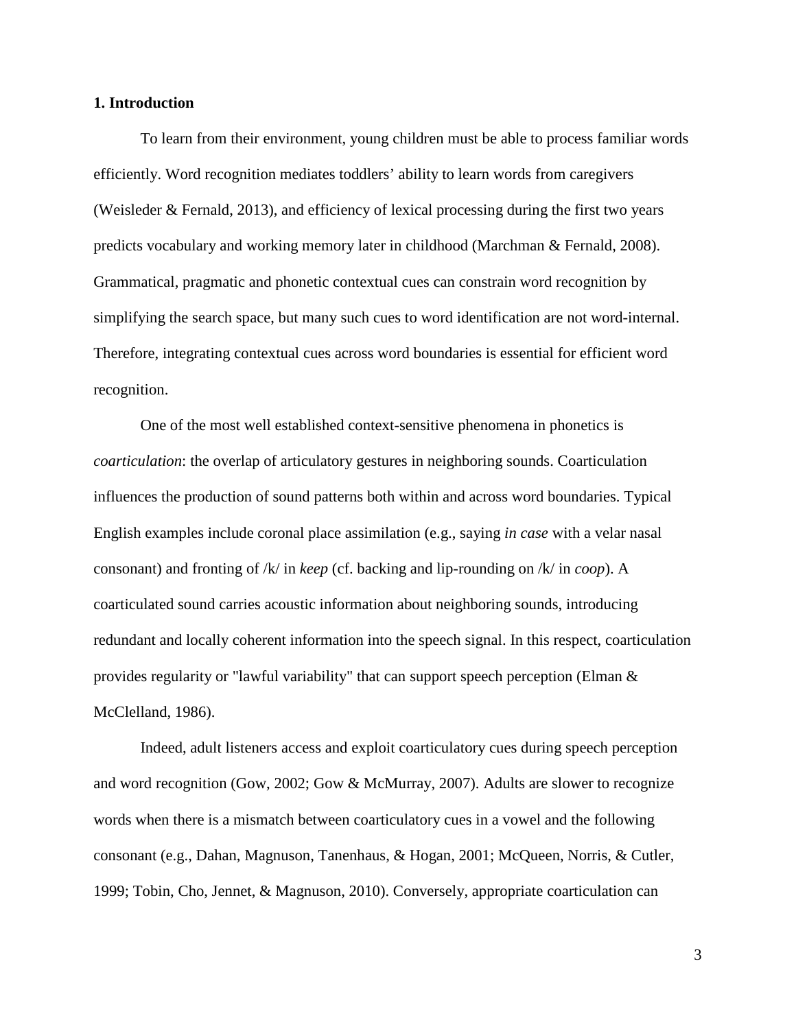## 1. Introduction

To learn from their environment, young children must be able to process familiar words efficiently. Word recognition mediates toddlers' ability to learn words from caregivers (Weisleder & Fernald, 2013), and efficiency of lexical processing during the first two years predicts vocabulary and working memory later in childhood (Marchman & Fernald, 2008). Grammatical, pragmatic and phonetic contextual cues can constrain word recognition by simplifying the search space, but many such cues to word identification are not word-internal. Therefore, integrating contextual cues across word boundaries is essential for efficient word recognition.

One of the most well established context-sensitive phenomena in phonetics is *coarticulation*: the overlap of articulatory gestures in neighboring sounds. Coarticulation influences the production of sound patterns both within and across word boundaries. Typical English examples include coronal place assimilation (e.g., saying *in case* with a velar nasal consonant) and fronting of /k/ in *keep* (cf. backing and lip-rounding on /k/ in *coop*). A coarticulated sound carries acoustic information about neighboring sounds, introducing redundant and locally coherent information into the speech signal. In this respect, coarticulation provides regularity or "lawful variability" that can support speech perception (Elman & McClelland, 1986).

Indeed, adult listeners access and exploit coarticulatory cues during speech perception and word recognition (Gow, 2002; Gow & McMurray, 2007). Adults are slower to recognize words when there is a mismatch between coarticulatory cues in a vowel and the following consonant (e.g., Dahan, Magnuson, Tanenhaus, & Hogan, 2001; McQueen, Norris, & Cutler, 1999; Tobin, Cho, Jennet, & Magnuson, 2010). Conversely, appropriate coarticulation can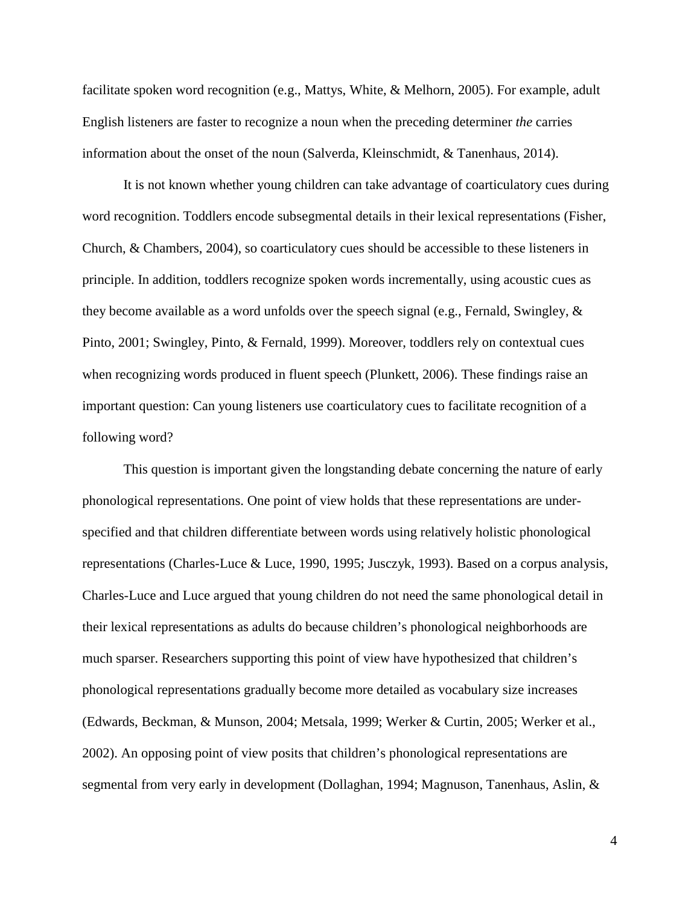facilitate spoken word recognition (e.g., Mattys, White, & Melhorn, 2005). For example, adult English listeners are faster to recognize a noun when the preceding determiner *the* carries information about the onset of the noun (Salverda, Kleinschmidt, & Tanenhaus, 2014).

It is not known whether young children can take advantage of coarticulatory cues during word recognition. Toddlers encode subsegmental details in their lexical representations (Fisher, Church, & Chambers, 2004), so coarticulatory cues should be accessible to these listeners in principle. In addition, toddlers recognize spoken words incrementally, using acoustic cues as they become available as a word unfolds over the speech signal (e.g., Fernald, Swingley, & Pinto, 2001; Swingley, Pinto, & Fernald, 1999). Moreover, toddlers rely on contextual cues when recognizing words produced in fluent speech (Plunkett, 2006). These findings raise an important question: Can young listeners use coarticulatory cues to facilitate recognition of a following word?

This question is important given the longstanding debate concerning the nature of early phonological representations. One point of view holds that these representations are under-specified and that children differentiate between words using relatively holistic phonological representations (Charles-Luce & Luce, 1990, 1995; Jusczyk, 1993). Based on a corpus analysis, Charles-Luce and Luce argued that young children do not need the same phonological detail in their lexical representations as adults do because children's phonological neighborhoods are much sparser. Researchers supporting this point of view have hypothesized that children's phonological representations gradually become more detailed as vocabulary size increases (Edwards, Beckman, & Munson, 2004; Metsala, 1999; Werker & Curtin, 2005; Werker et al., 2002). An opposing point of view posits that children's phonological representations are segmental from very early in development (Dollaghan, 1994; Magnuson, Tanenhaus, Aslin, &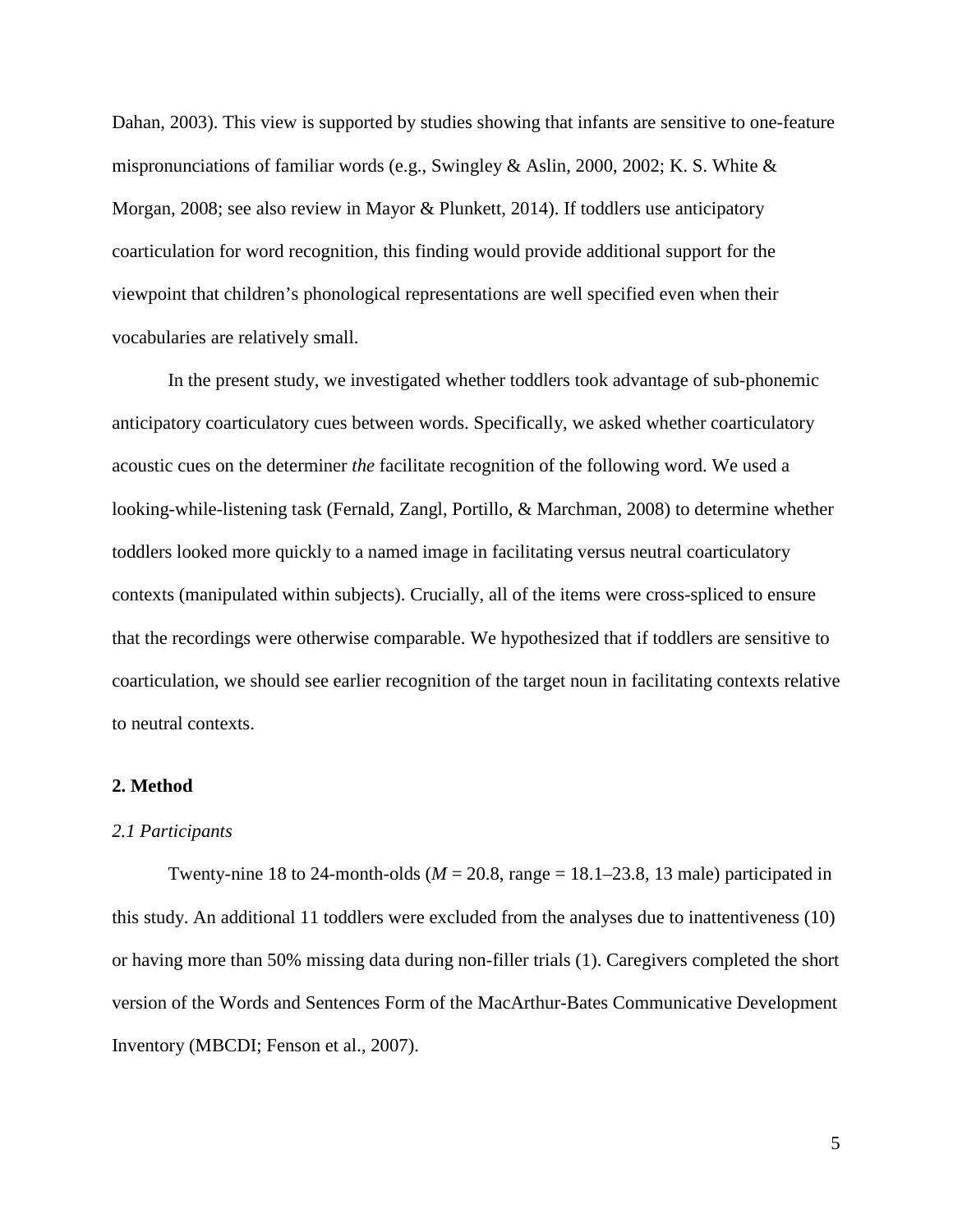Dahan, 2003). This view is supported by studies showing that infants are sensitive to one-feature mispronunciations of familiar words (e.g., Swingley & Aslin, 2000, 2002; K. S. White & Morgan, 2008; see also review in Mayor & Plunkett, 2014). If toddlers use anticipatory coarticulation for word recognition, this finding would provide additional support for the viewpoint that children's phonological representations are well specified even when their vocabularies are relatively small.

In the present study, we investigated whether toddlers took advantage of sub-phonemic anticipatory coarticulatory cues between words. Specifically, we asked whether coarticulatory acoustic cues on the determiner *the* facilitate recognition of the following word. We used a looking-while-listening task (Fernald, Zangl, Portillo, & Marchman, 2008) to determine whether toddlers looked more quickly to a named image in facilitating versus neutral coarticulatory contexts (manipulated within subjects). Crucially, all of the items were cross-spliced to ensure that the recordings were otherwise comparable. We hypothesized that if toddlers are sensitive to coarticulation, we should see earlier recognition of the target noun in facilitating contexts relative to neutral contexts.

## 2. Method

### *2.1 Participants*

Twenty-nine 18 to 24-month-olds ($M$ = 20.8, range = 18.1–23.8, 13 male) participated in this study. An additional 11 toddlers were excluded from the analyses due to inattentiveness (10) or having more than 50% missing data during non-filler trials (1). Caregivers completed the short version of the Words and Sentences Form of the MacArthur-Bates Communicative Development Inventory (MBCDI; Fenson et al., 2007).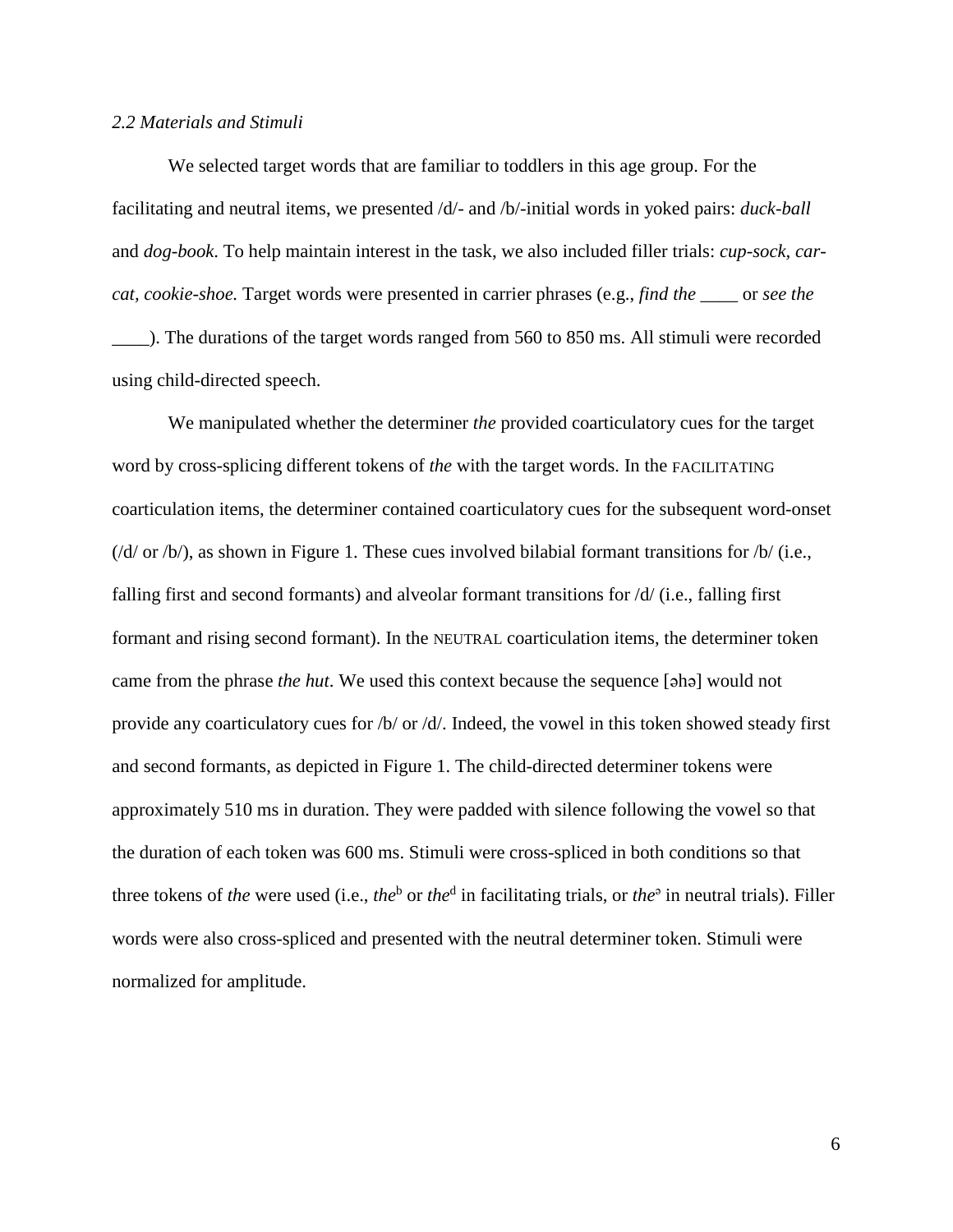*2.2 Materials and Stimuli*

We selected target words that are familiar to toddlers in this age group. For the facilitating and neutral items, we presented /d/- and /b/-initial words in yoked pairs: *duck-ball* and *dog-book*. To help maintain interest in the task, we also included filler trials: *cup-sock, car-cat, cookie-shoe.* Target words were presented in carrier phrases (e.g., *find the* ____ or *see the* ____). The durations of the target words ranged from 560 to 850 ms. All stimuli were recorded using child-directed speech.

We manipulated whether the determiner *the* provided coarticulatory cues for the target word by cross-splicing different tokens of *the* with the target words. In the FACILITATING coarticulation items, the determiner contained coarticulatory cues for the subsequent word-onset (/d/ or /b/), as shown in Figure 1. These cues involved bilabial formant transitions for /b/ (i.e., falling first and second formants) and alveolar formant transitions for /d/ (i.e., falling first formant and rising second formant). In the NEUTRAL coarticulation items, the determiner token came from the phrase *the hut*. We used this context because the sequence [əhə] would not provide any coarticulatory cues for /b/ or /d/. Indeed, the vowel in this token showed steady first and second formants, as depicted in Figure 1. The child-directed determiner tokens were approximately 510 ms in duration. They were padded with silence following the vowel so that the duration of each token was 600 ms. Stimuli were cross-spliced in both conditions so that three tokens of *the* were used (i.e., *the*ᵇ or *the*ᵈ in facilitating trials, or *the*ᵊ in neutral trials). Filler words were also cross-spliced and presented with the neutral determiner token. Stimuli were normalized for amplitude.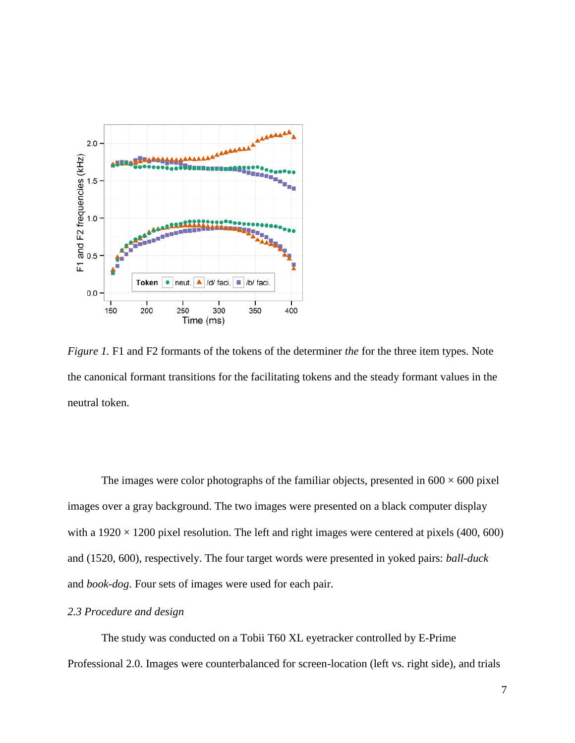*Figure 1.* F1 and F2 formants of the tokens of the determiner *the* for the three item types. Note the canonical formant transitions for the facilitating tokens and the steady formant values in the neutral token.

The images were color photographs of the familiar objects, presented in 600 × 600 pixel images over a gray background. The two images were presented on a black computer display with a 1920 × 1200 pixel resolution. The left and right images were centered at pixels (400, 600) and (1520, 600), respectively. The four target words were presented in yoked pairs: *ball-duck* and *book-dog*. Four sets of images were used for each pair.

*2.3 Procedure and design*

The study was conducted on a Tobii T60 XL eyetracker controlled by E-Prime Professional 2.0. Images were counterbalanced for screen-location (left vs. right side), and trials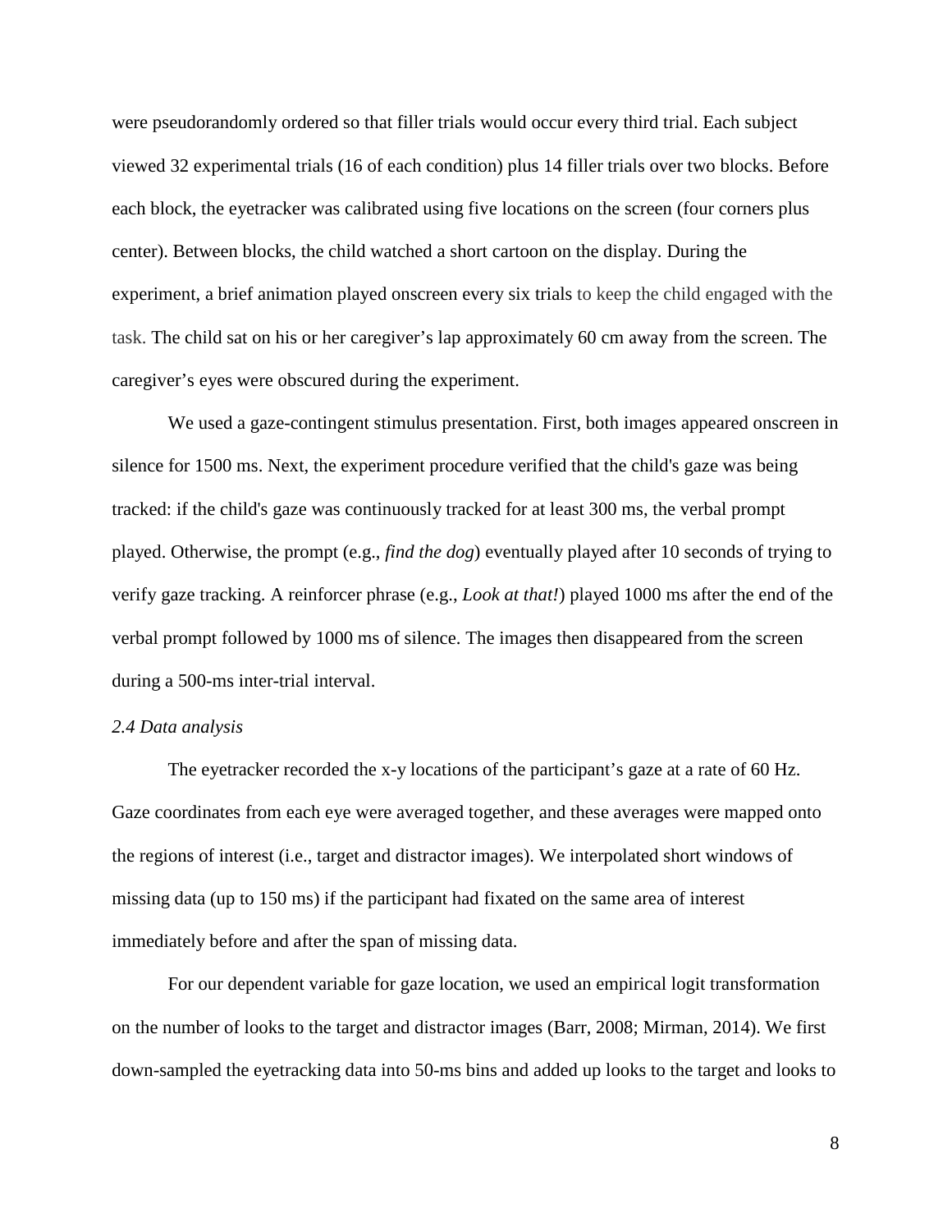were pseudorandomly ordered so that filler trials would occur every third trial. Each subject viewed 32 experimental trials (16 of each condition) plus 14 filler trials over two blocks. Before each block, the eyetracker was calibrated using five locations on the screen (four corners plus center). Between blocks, the child watched a short cartoon on the display. During the experiment, a brief animation played onscreen every six trials to keep the child engaged with the task. The child sat on his or her caregiver's lap approximately 60 cm away from the screen. The caregiver's eyes were obscured during the experiment.

We used a gaze-contingent stimulus presentation. First, both images appeared onscreen in silence for 1500 ms. Next, the experiment procedure verified that the child's gaze was being tracked: if the child's gaze was continuously tracked for at least 300 ms, the verbal prompt played. Otherwise, the prompt (e.g., *find the dog*) eventually played after 10 seconds of trying to verify gaze tracking. A reinforcer phrase (e.g., *Look at that!*) played 1000 ms after the end of the verbal prompt followed by 1000 ms of silence. The images then disappeared from the screen during a 500-ms inter-trial interval.

*2.4 Data analysis*

The eyetracker recorded the x-y locations of the participant's gaze at a rate of 60 Hz. Gaze coordinates from each eye were averaged together, and these averages were mapped onto the regions of interest (i.e., target and distractor images). We interpolated short windows of missing data (up to 150 ms) if the participant had fixated on the same area of interest immediately before and after the span of missing data.

For our dependent variable for gaze location, we used an empirical logit transformation on the number of looks to the target and distractor images (Barr, 2008; Mirman, 2014). We first down-sampled the eyetracking data into 50-ms bins and added up looks to the target and looks to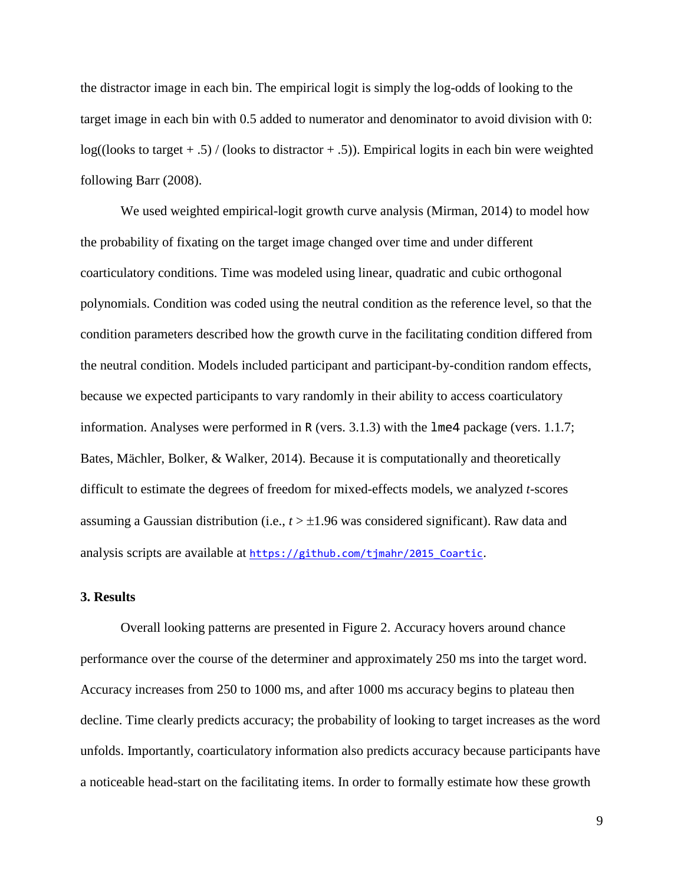the distractor image in each bin. The empirical logit is simply the log-odds of looking to the target image in each bin with 0.5 added to numerator and denominator to avoid division with 0: log((looks to target + .5) / (looks to distractor + .5)). Empirical logits in each bin were weighted following Barr (2008).

We used weighted empirical-logit growth curve analysis (Mirman, 2014) to model how the probability of fixating on the target image changed over time and under different coarticulatory conditions. Time was modeled using linear, quadratic and cubic orthogonal polynomials. Condition was coded using the neutral condition as the reference level, so that the condition parameters described how the growth curve in the facilitating condition differed from the neutral condition. Models included participant and participant-by-condition random effects, because we expected participants to vary randomly in their ability to access coarticulatory information. Analyses were performed in `R` (vers. 3.1.3) with the `lme4` package (vers. 1.1.7; Bates, Mächler, Bolker, & Walker, 2014). Because it is computationally and theoretically difficult to estimate the degrees of freedom for mixed-effects models, we analyzed *t*-scores assuming a Gaussian distribution (i.e., $t > \pm 1.96$ was considered significant). Raw data and analysis scripts are available at https://github.com/tjmahr/2015_Coartic.

## 3. Results

Overall looking patterns are presented in Figure 2. Accuracy hovers around chance performance over the course of the determiner and approximately 250 ms into the target word. Accuracy increases from 250 to 1000 ms, and after 1000 ms accuracy begins to plateau then decline. Time clearly predicts accuracy; the probability of looking to target increases as the word unfolds. Importantly, coarticulatory information also predicts accuracy because participants have a noticeable head-start on the facilitating items. In order to formally estimate how these growth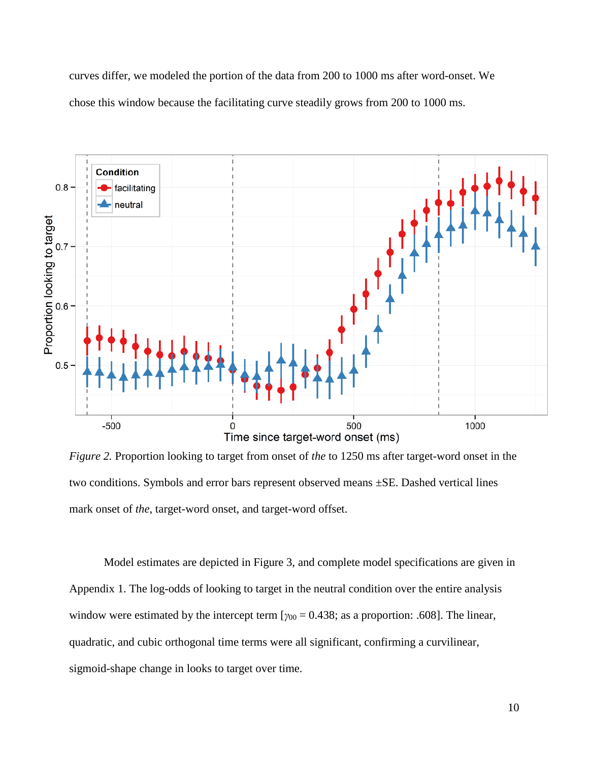curves differ, we modeled the portion of the data from 200 to 1000 ms after word-onset. We chose this window because the facilitating curve steadily grows from 200 to 1000 ms.

*Figure 2.* Proportion looking to target from onset of *the* to 1250 ms after target-word onset in the two conditions. Symbols and error bars represent observed means ±SE. Dashed vertical lines mark onset of *the*, target-word onset, and target-word offset.

Model estimates are depicted in Figure 3, and complete model specifications are given in Appendix 1. The log-odds of looking to target in the neutral condition over the entire analysis window were estimated by the intercept term [$\gamma_{00}$ = 0.438; as a proportion: .608]. The linear, quadratic, and cubic orthogonal time terms were all significant, confirming a curvilinear, sigmoid-shape change in looks to target over time.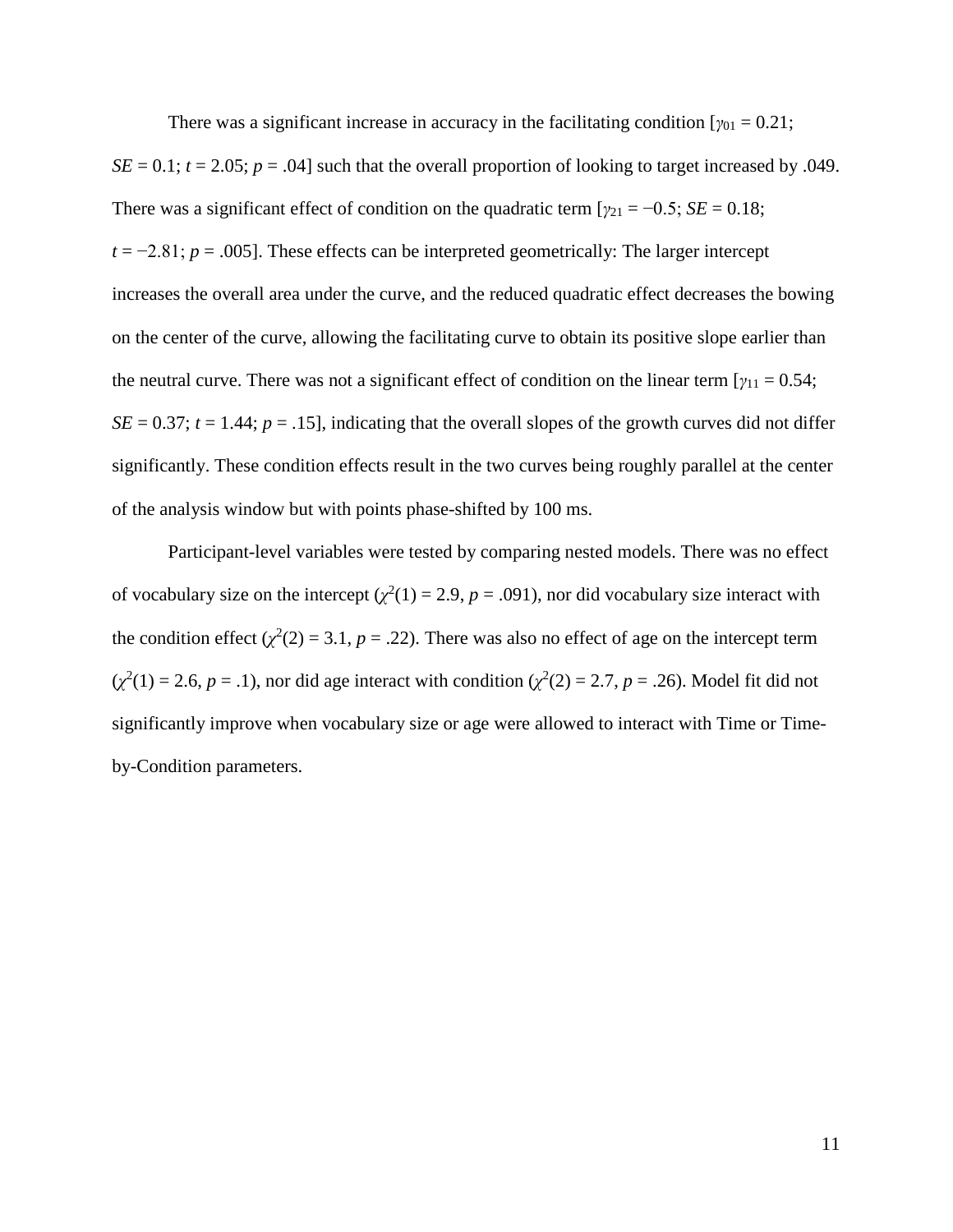There was a significant increase in accuracy in the facilitating condition [$\gamma_{01} = 0.21$; *SE* = 0.1; *t* = 2.05; *p* = .04] such that the overall proportion of looking to target increased by .049. There was a significant effect of condition on the quadratic term [$\gamma_{21} = -0.5$; *SE* = 0.18; *t* = −2.81; *p* = .005]. These effects can be interpreted geometrically: The larger intercept increases the overall area under the curve, and the reduced quadratic effect decreases the bowing on the center of the curve, allowing the facilitating curve to obtain its positive slope earlier than the neutral curve. There was not a significant effect of condition on the linear term [$\gamma_{11} = 0.54$; *SE* = 0.37; *t* = 1.44; *p* = .15], indicating that the overall slopes of the growth curves did not differ significantly. These condition effects result in the two curves being roughly parallel at the center of the analysis window but with points phase-shifted by 100 ms.

Participant-level variables were tested by comparing nested models. There was no effect of vocabulary size on the intercept ($\chi^2(1) = 2.9$, $p = .091$), nor did vocabulary size interact with the condition effect ($\chi^2(2) = 3.1$, $p = .22$). There was also no effect of age on the intercept term ($\chi^2(1) = 2.6$, $p = .1$), nor did age interact with condition ($\chi^2(2) = 2.7$, $p = .26$). Model fit did not significantly improve when vocabulary size or age were allowed to interact with Time or Time-by-Condition parameters.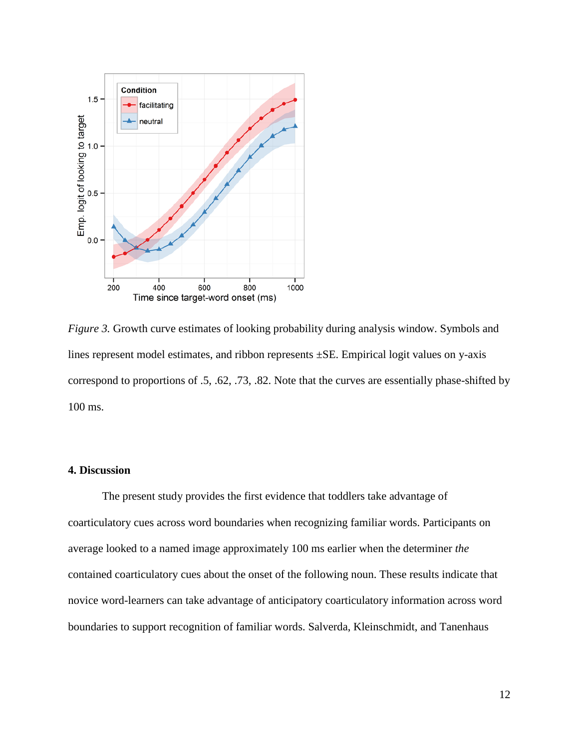*Figure 3.* Growth curve estimates of looking probability during analysis window. Symbols and lines represent model estimates, and ribbon represents ±SE. Empirical logit values on y-axis correspond to proportions of .5, .62, .73, .82. Note that the curves are essentially phase-shifted by 100 ms.

## 4. Discussion

The present study provides the first evidence that toddlers take advantage of coarticulatory cues across word boundaries when recognizing familiar words. Participants on average looked to a named image approximately 100 ms earlier when the determiner *the* contained coarticulatory cues about the onset of the following noun. These results indicate that novice word-learners can take advantage of anticipatory coarticulatory information across word boundaries to support recognition of familiar words. Salverda, Kleinschmidt, and Tanenhaus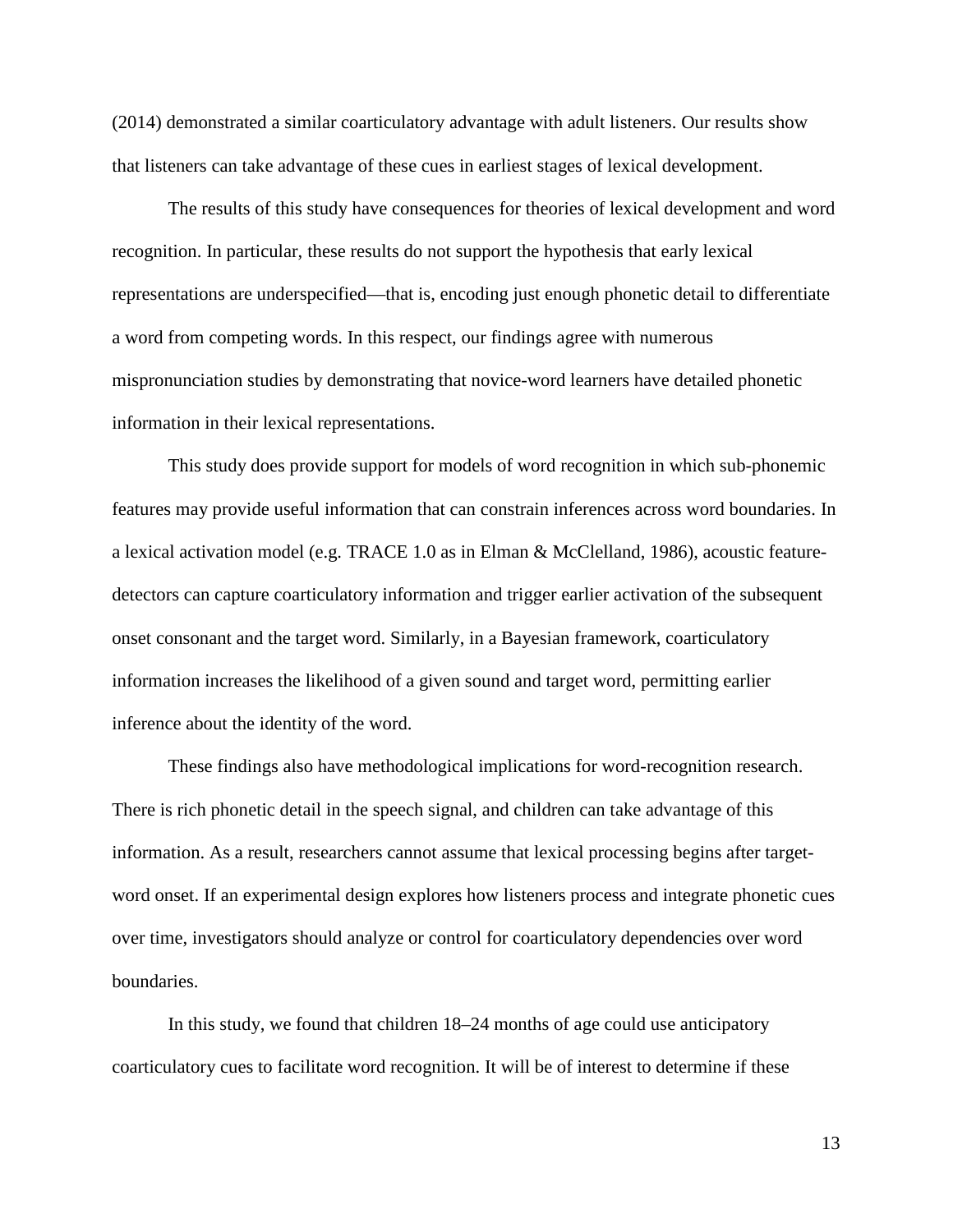(2014) demonstrated a similar coarticulatory advantage with adult listeners. Our results show that listeners can take advantage of these cues in earliest stages of lexical development.

The results of this study have consequences for theories of lexical development and word recognition. In particular, these results do not support the hypothesis that early lexical representations are underspecified—that is, encoding just enough phonetic detail to differentiate a word from competing words. In this respect, our findings agree with numerous mispronunciation studies by demonstrating that novice-word learners have detailed phonetic information in their lexical representations.

This study does provide support for models of word recognition in which sub-phonemic features may provide useful information that can constrain inferences across word boundaries. In a lexical activation model (e.g. TRACE 1.0 as in Elman & McClelland, 1986), acoustic feature-detectors can capture coarticulatory information and trigger earlier activation of the subsequent onset consonant and the target word. Similarly, in a Bayesian framework, coarticulatory information increases the likelihood of a given sound and target word, permitting earlier inference about the identity of the word.

These findings also have methodological implications for word-recognition research. There is rich phonetic detail in the speech signal, and children can take advantage of this information. As a result, researchers cannot assume that lexical processing begins after target-word onset. If an experimental design explores how listeners process and integrate phonetic cues over time, investigators should analyze or control for coarticulatory dependencies over word boundaries.

In this study, we found that children 18–24 months of age could use anticipatory coarticulatory cues to facilitate word recognition. It will be of interest to determine if these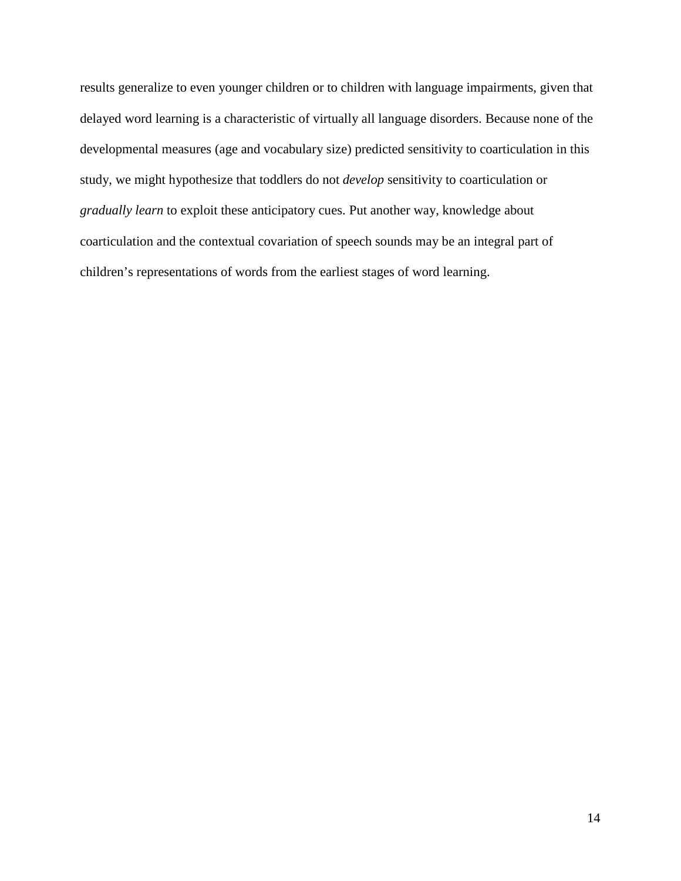results generalize to even younger children or to children with language impairments, given that delayed word learning is a characteristic of virtually all language disorders. Because none of the developmental measures (age and vocabulary size) predicted sensitivity to coarticulation in this study, we might hypothesize that toddlers do not *develop* sensitivity to coarticulation or *gradually learn* to exploit these anticipatory cues. Put another way, knowledge about coarticulation and the contextual covariation of speech sounds may be an integral part of children's representations of words from the earliest stages of word learning.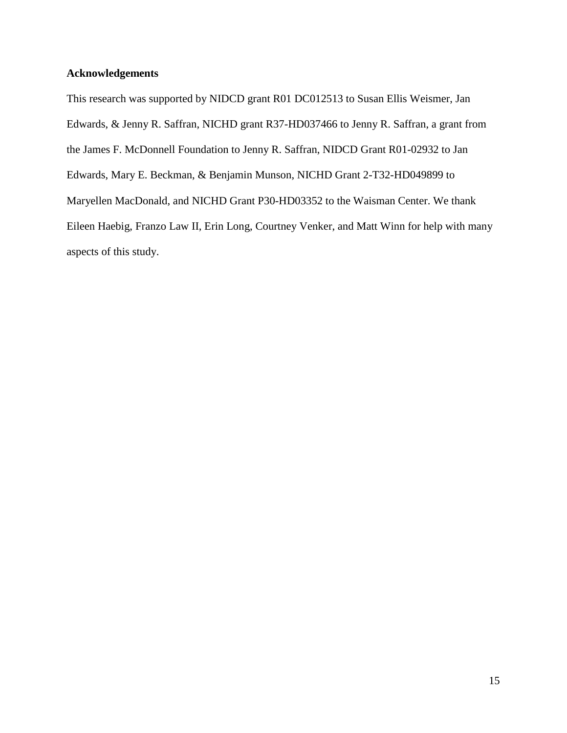## Acknowledgements

This research was supported by NIDCD grant R01 DC012513 to Susan Ellis Weismer, Jan Edwards, & Jenny R. Saffran, NICHD grant R37-HD037466 to Jenny R. Saffran, a grant from the James F. McDonnell Foundation to Jenny R. Saffran, NIDCD Grant R01-02932 to Jan Edwards, Mary E. Beckman, & Benjamin Munson, NICHD Grant 2-T32-HD049899 to Maryellen MacDonald, and NICHD Grant P30-HD03352 to the Waisman Center. We thank Eileen Haebig, Franzo Law II, Erin Long, Courtney Venker, and Matt Winn for help with many aspects of this study.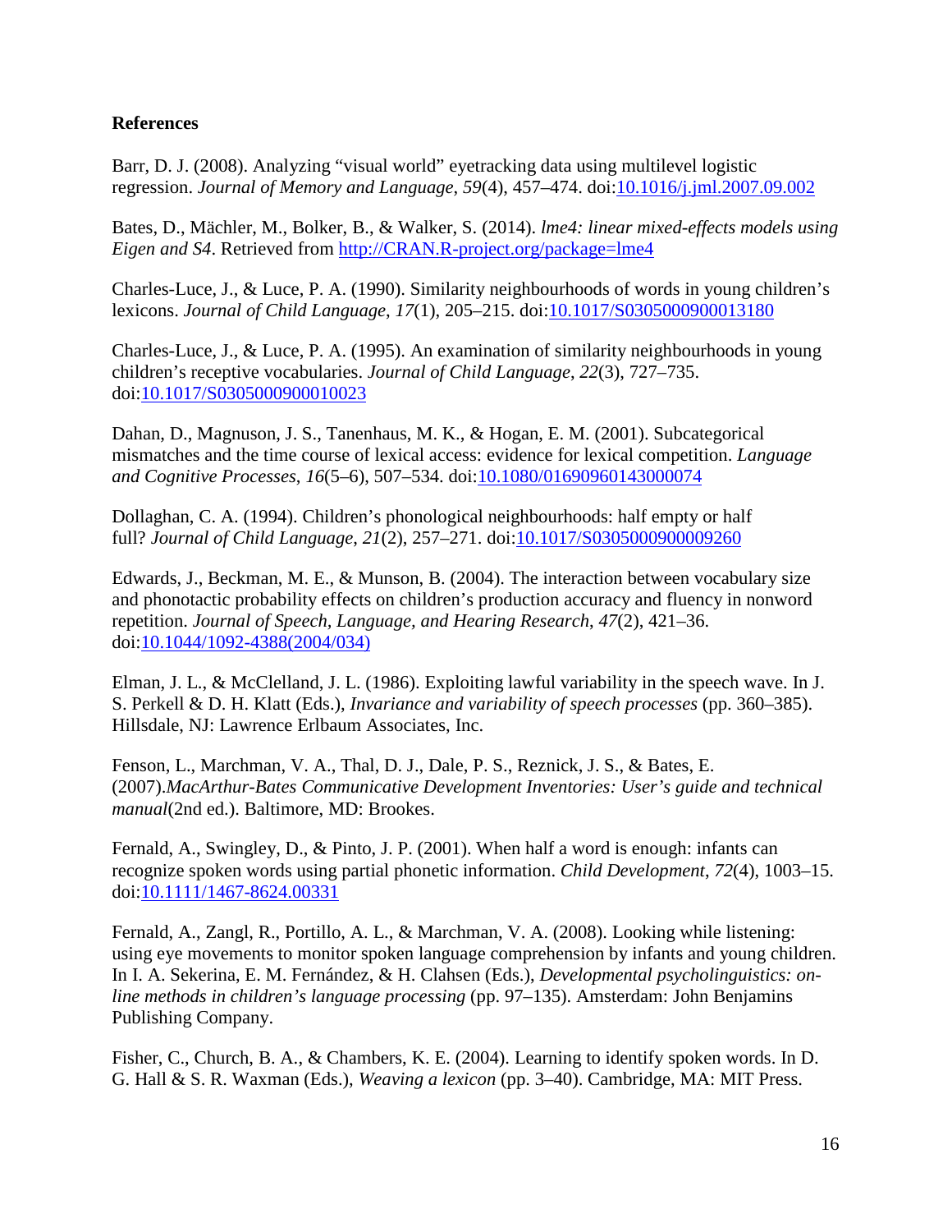**References**

Barr, D. J. (2008). Analyzing "visual world" eyetracking data using multilevel logistic regression. *Journal of Memory and Language*, *59*(4), 457–474. doi:10.1016/j.jml.2007.09.002

Bates, D., Mächler, M., Bolker, B., & Walker, S. (2014). *lme4: linear mixed-effects models using Eigen and S4*. Retrieved from http://CRAN.R-project.org/package=lme4

Charles-Luce, J., & Luce, P. A. (1990). Similarity neighbourhoods of words in young children's lexicons. *Journal of Child Language*, *17*(1), 205–215. doi:10.1017/S0305000900013180

Charles-Luce, J., & Luce, P. A. (1995). An examination of similarity neighbourhoods in young children's receptive vocabularies. *Journal of Child Language*, *22*(3), 727–735. doi:10.1017/S0305000900010023

Dahan, D., Magnuson, J. S., Tanenhaus, M. K., & Hogan, E. M. (2001). Subcategorical mismatches and the time course of lexical access: evidence for lexical competition. *Language and Cognitive Processes*, *16*(5–6), 507–534. doi:10.1080/01690960143000074

Dollaghan, C. A. (1994). Children's phonological neighbourhoods: half empty or half full? *Journal of Child Language*, *21*(2), 257–271. doi:10.1017/S0305000900009260

Edwards, J., Beckman, M. E., & Munson, B. (2004). The interaction between vocabulary size and phonotactic probability effects on children's production accuracy and fluency in nonword repetition. *Journal of Speech, Language, and Hearing Research*, *47*(2), 421–36. doi:10.1044/1092-4388(2004/034)

Elman, J. L., & McClelland, J. L. (1986). Exploiting lawful variability in the speech wave. In J. S. Perkell & D. H. Klatt (Eds.), *Invariance and variability of speech processes* (pp. 360–385). Hillsdale, NJ: Lawrence Erlbaum Associates, Inc.

Fenson, L., Marchman, V. A., Thal, D. J., Dale, P. S., Reznick, J. S., & Bates, E. (2007).*MacArthur-Bates Communicative Development Inventories: User's guide and technical manual*(2nd ed.). Baltimore, MD: Brookes.

Fernald, A., Swingley, D., & Pinto, J. P. (2001). When half a word is enough: infants can recognize spoken words using partial phonetic information. *Child Development*, *72*(4), 1003–15. doi:10.1111/1467-8624.00331

Fernald, A., Zangl, R., Portillo, A. L., & Marchman, V. A. (2008). Looking while listening: using eye movements to monitor spoken language comprehension by infants and young children. In I. A. Sekerina, E. M. Fernández, & H. Clahsen (Eds.), *Developmental psycholinguistics: on-line methods in children's language processing* (pp. 97–135). Amsterdam: John Benjamins Publishing Company.

Fisher, C., Church, B. A., & Chambers, K. E. (2004). Learning to identify spoken words. In D. G. Hall & S. R. Waxman (Eds.), *Weaving a lexicon* (pp. 3–40). Cambridge, MA: MIT Press.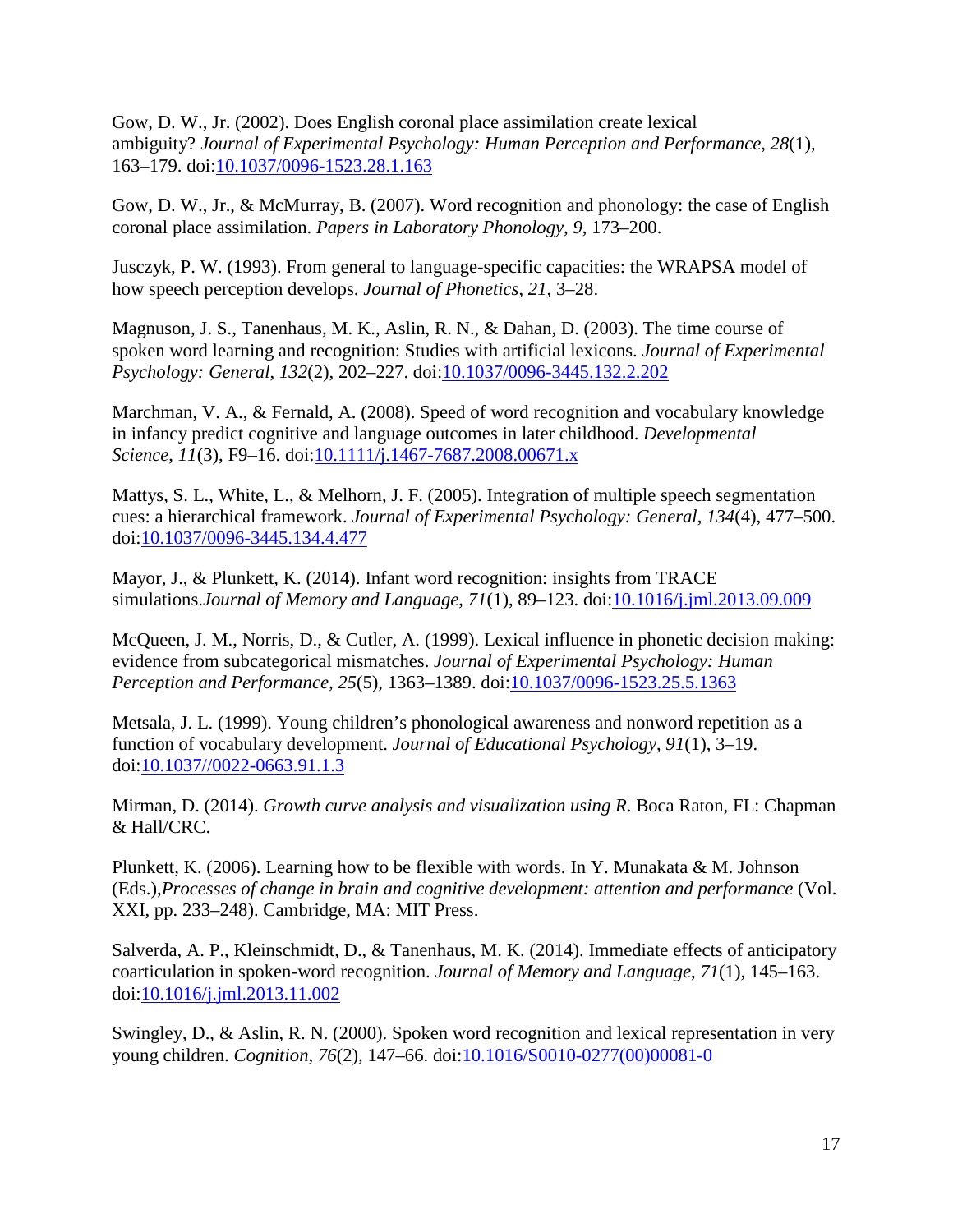Gow, D. W., Jr. (2002). Does English coronal place assimilation create lexical ambiguity? *Journal of Experimental Psychology: Human Perception and Performance*, *28*(1), 163–179. doi:10.1037/0096-1523.28.1.163

Gow, D. W., Jr., & McMurray, B. (2007). Word recognition and phonology: the case of English coronal place assimilation. *Papers in Laboratory Phonology*, *9*, 173–200.

Jusczyk, P. W. (1993). From general to language-specific capacities: the WRAPSA model of how speech perception develops. *Journal of Phonetics*, *21*, 3–28.

Magnuson, J. S., Tanenhaus, M. K., Aslin, R. N., & Dahan, D. (2003). The time course of spoken word learning and recognition: Studies with artificial lexicons. *Journal of Experimental Psychology: General*, *132*(2), 202–227. doi:10.1037/0096-3445.132.2.202

Marchman, V. A., & Fernald, A. (2008). Speed of word recognition and vocabulary knowledge in infancy predict cognitive and language outcomes in later childhood. *Developmental Science*, *11*(3), F9–16. doi:10.1111/j.1467-7687.2008.00671.x

Mattys, S. L., White, L., & Melhorn, J. F. (2005). Integration of multiple speech segmentation cues: a hierarchical framework. *Journal of Experimental Psychology: General*, *134*(4), 477–500. doi:10.1037/0096-3445.134.4.477

Mayor, J., & Plunkett, K. (2014). Infant word recognition: insights from TRACE simulations.*Journal of Memory and Language*, *71*(1), 89–123. doi:10.1016/j.jml.2013.09.009

McQueen, J. M., Norris, D., & Cutler, A. (1999). Lexical influence in phonetic decision making: evidence from subcategorical mismatches. *Journal of Experimental Psychology: Human Perception and Performance*, *25*(5), 1363–1389. doi:10.1037/0096-1523.25.5.1363

Metsala, J. L. (1999). Young children's phonological awareness and nonword repetition as a function of vocabulary development. *Journal of Educational Psychology*, *91*(1), 3–19. doi:10.1037//0022-0663.91.1.3

Mirman, D. (2014). *Growth curve analysis and visualization using R*. Boca Raton, FL: Chapman & Hall/CRC.

Plunkett, K. (2006). Learning how to be flexible with words. In Y. Munakata & M. Johnson (Eds.),*Processes of change in brain and cognitive development: attention and performance* (Vol. XXI, pp. 233–248). Cambridge, MA: MIT Press.

Salverda, A. P., Kleinschmidt, D., & Tanenhaus, M. K. (2014). Immediate effects of anticipatory coarticulation in spoken-word recognition. *Journal of Memory and Language*, *71*(1), 145–163. doi:10.1016/j.jml.2013.11.002

Swingley, D., & Aslin, R. N. (2000). Spoken word recognition and lexical representation in very young children. *Cognition*, *76*(2), 147–66. doi:10.1016/S0010-0277(00)00081-0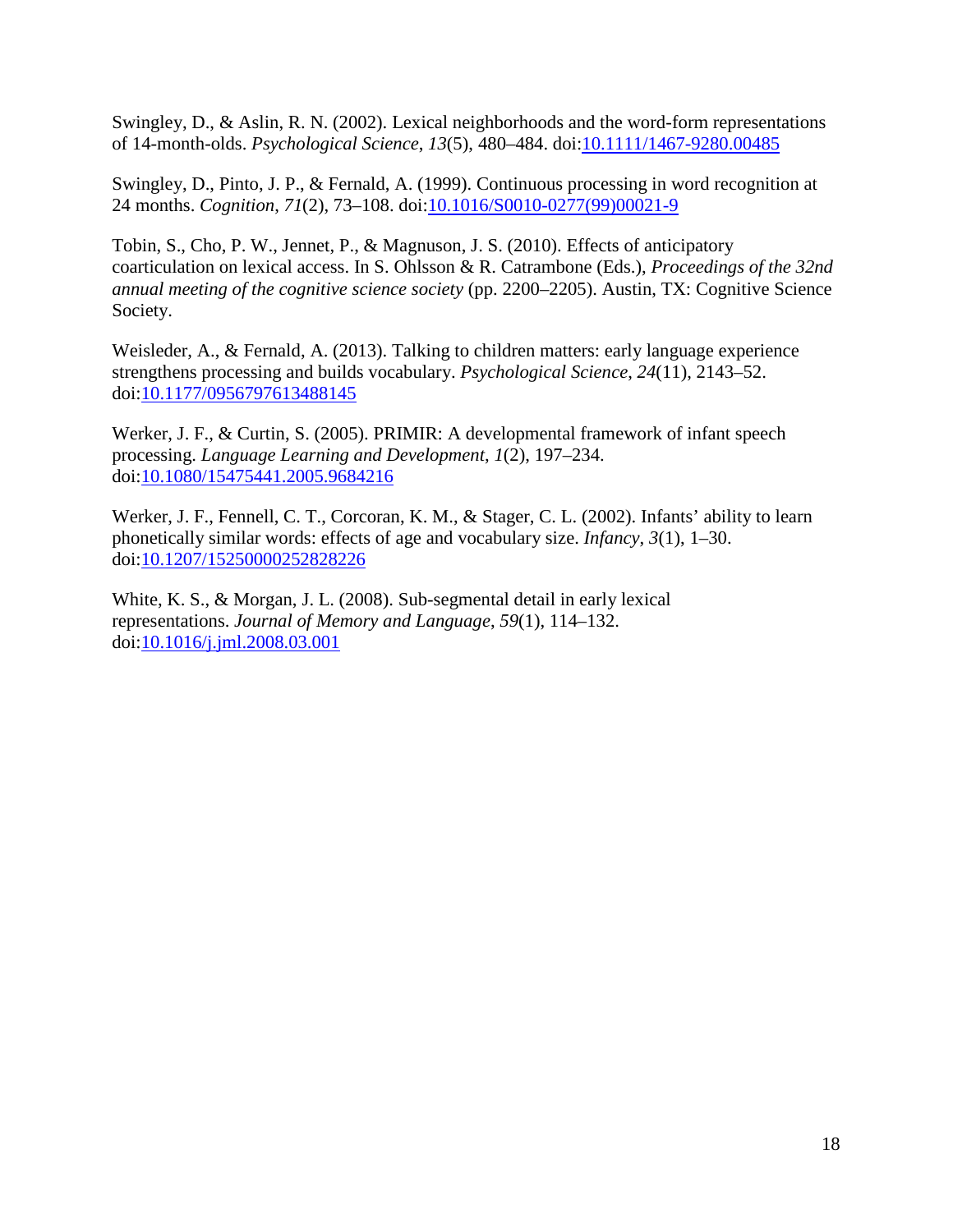Swingley, D., & Aslin, R. N. (2002). Lexical neighborhoods and the word-form representations of 14-month-olds. *Psychological Science*, *13*(5), 480–484. doi:10.1111/1467-9280.00485

Swingley, D., Pinto, J. P., & Fernald, A. (1999). Continuous processing in word recognition at 24 months. *Cognition*, *71*(2), 73–108. doi:10.1016/S0010-0277(99)00021-9

Tobin, S., Cho, P. W., Jennet, P., & Magnuson, J. S. (2010). Effects of anticipatory coarticulation on lexical access. In S. Ohlsson & R. Catrambone (Eds.), *Proceedings of the 32nd annual meeting of the cognitive science society* (pp. 2200–2205). Austin, TX: Cognitive Science Society.

Weisleder, A., & Fernald, A. (2013). Talking to children matters: early language experience strengthens processing and builds vocabulary. *Psychological Science*, *24*(11), 2143–52. doi:10.1177/0956797613488145

Werker, J. F., & Curtin, S. (2005). PRIMIR: A developmental framework of infant speech processing. *Language Learning and Development*, *1*(2), 197–234. doi:10.1080/15475441.2005.9684216

Werker, J. F., Fennell, C. T., Corcoran, K. M., & Stager, C. L. (2002). Infants' ability to learn phonetically similar words: effects of age and vocabulary size. *Infancy*, *3*(1), 1–30. doi:10.1207/15250000252828226

White, K. S., & Morgan, J. L. (2008). Sub-segmental detail in early lexical representations. *Journal of Memory and Language*, *59*(1), 114–132. doi:10.1016/j.jml.2008.03.001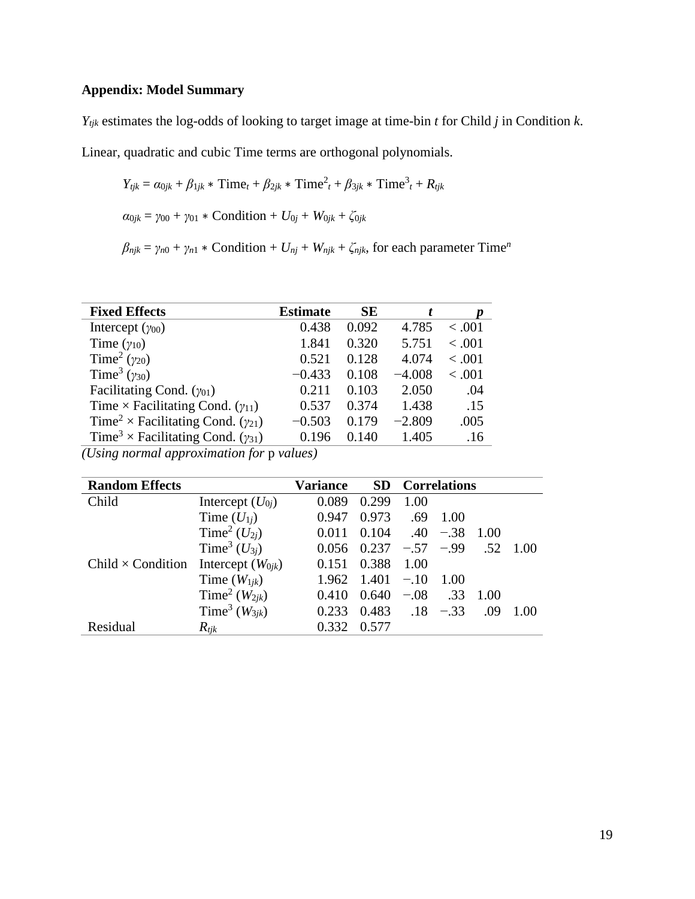**Appendix: Model Summary**

$Y_{tjk}$ estimates the log-odds of looking to target image at time-bin $t$ for Child $j$ in Condition $k$.

Linear, quadratic and cubic Time terms are orthogonal polynomials.

$$Y_{tjk} = \alpha_{0jk} + \beta_{1jk} * \text{Time}_t + \beta_{2jk} * \text{Time}^2_t + \beta_{3jk} * \text{Time}^3_t + R_{tjk}$$

$$\alpha_{0jk} = \gamma_{00} + \gamma_{01} * \text{Condition} + U_{0j} + W_{0jk} + \zeta_{0jk}$$

$$\beta_{njk} = \gamma_{n0} + \gamma_{n1} * \text{Condition} + U_{nj} + W_{njk} + \zeta_{njk}, \text{ for each parameter Time}^n$$

| **Fixed Effects** | **Estimate** | **SE** | ***t*** | ***p*** |
|---|---|---|---|---|
| Intercept ($\gamma_{00}$) | 0.438 | 0.092 | 4.785 | < .001 |
| Time ($\gamma_{10}$) | 1.841 | 0.320 | 5.751 | < .001 |
| Time$^2$ ($\gamma_{20}$) | 0.521 | 0.128 | 4.074 | < .001 |
| Time$^3$ ($\gamma_{30}$) | −0.433 | 0.108 | −4.008 | < .001 |
| Facilitating Cond. ($\gamma_{01}$) | 0.211 | 0.103 | 2.050 | .04 |
| Time × Facilitating Cond. ($\gamma_{11}$) | 0.537 | 0.374 | 1.438 | .15 |
| Time$^2$ × Facilitating Cond. ($\gamma_{21}$) | −0.503 | 0.179 | −2.809 | .005 |
| Time$^3$ × Facilitating Cond. ($\gamma_{31}$) | 0.196 | 0.140 | 1.405 | .16 |

*(Using normal approximation for* p *values)*

| **Random Effects** | | **Variance** | **SD** | **Correlations** | | | |
|---|---|---|---|---|---|---|---|
| Child | Intercept ($U_{0j}$) | 0.089 | 0.299 | 1.00 | | | |
| | Time ($U_{1j}$) | 0.947 | 0.973 | .69 | 1.00 | | |
| | Time$^2$ ($U_{2j}$) | 0.011 | 0.104 | .40 | −.38 | 1.00 | |
| | Time$^3$ ($U_{3j}$) | 0.056 | 0.237 | −.57 | −.99 | .52 | 1.00 |
| Child × Condition | Intercept ($W_{0jk}$) | 0.151 | 0.388 | 1.00 | | | |
| | Time ($W_{1jk}$) | 1.962 | 1.401 | −.10 | 1.00 | | |
| | Time$^2$ ($W_{2jk}$) | 0.410 | 0.640 | −.08 | .33 | 1.00 | |
| | Time$^3$ ($W_{3jk}$) | 0.233 | 0.483 | .18 | −.33 | .09 | 1.00 |
| Residual | $R_{tjk}$ | 0.332 | 0.577 | | | | |